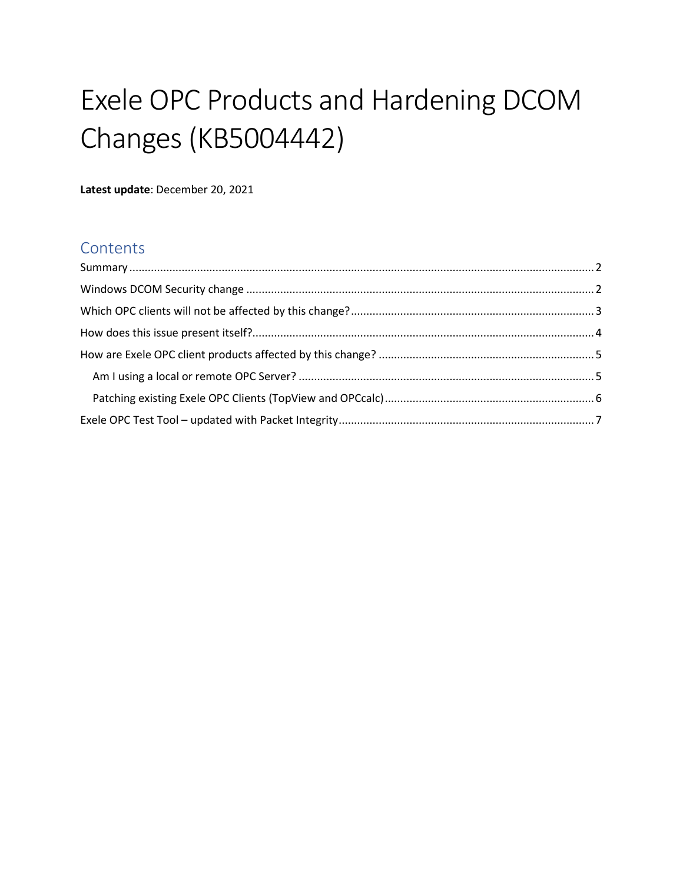# Exele OPC Products and Hardening DCOM Changes (KB5004442)

**Latest update**: December 20, 2021

## Contents

Summary .......... 2

Windows DCOM Security change .......... 2

Which OPC clients will not be affected by this change? .......... 3

How does this issue present itself? .......... 4

How are Exele OPC client products affected by this change? .......... 5

- Am I using a local or remote OPC Server? .......... 5
- Patching existing Exele OPC Clients (TopView and OPCcalc) .......... 6

Exele OPC Test Tool – updated with Packet Integrity .......... 7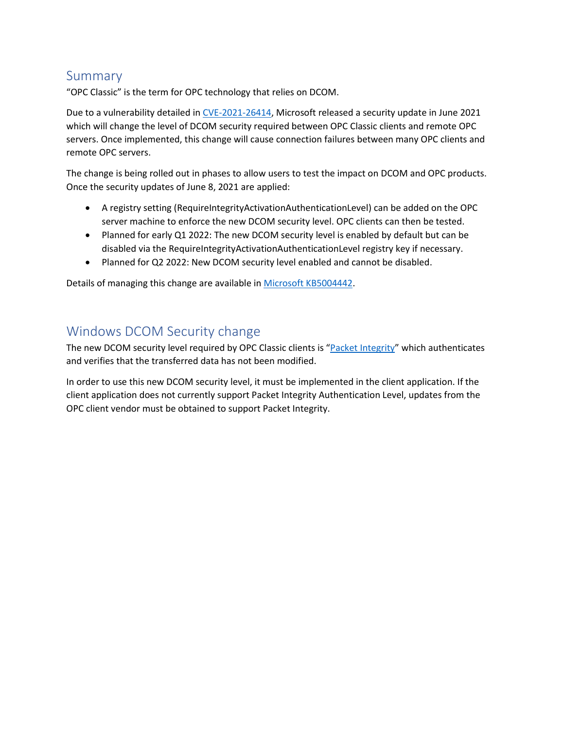## Summary

"OPC Classic" is the term for OPC technology that relies on DCOM.

Due to a vulnerability detailed in [CVE-2021-26414](), Microsoft released a security update in June 2021 which will change the level of DCOM security required between OPC Classic clients and remote OPC servers. Once implemented, this change will cause connection failures between many OPC clients and remote OPC servers.

The change is being rolled out in phases to allow users to test the impact on DCOM and OPC products. Once the security updates of June 8, 2021 are applied:

- A registry setting (RequireIntegrityActivationAuthenticationLevel) can be added on the OPC server machine to enforce the new DCOM security level. OPC clients can then be tested.
- Planned for early Q1 2022: The new DCOM security level is enabled by default but can be disabled via the RequireIntegrityActivationAuthenticationLevel registry key if necessary.
- Planned for Q2 2022: New DCOM security level enabled and cannot be disabled.

Details of managing this change are available in [Microsoft KB5004442]().

## Windows DCOM Security change

The new DCOM security level required by OPC Classic clients is "[Packet Integrity]()" which authenticates and verifies that the transferred data has not been modified.

In order to use this new DCOM security level, it must be implemented in the client application. If the client application does not currently support Packet Integrity Authentication Level, updates from the OPC client vendor must be obtained to support Packet Integrity.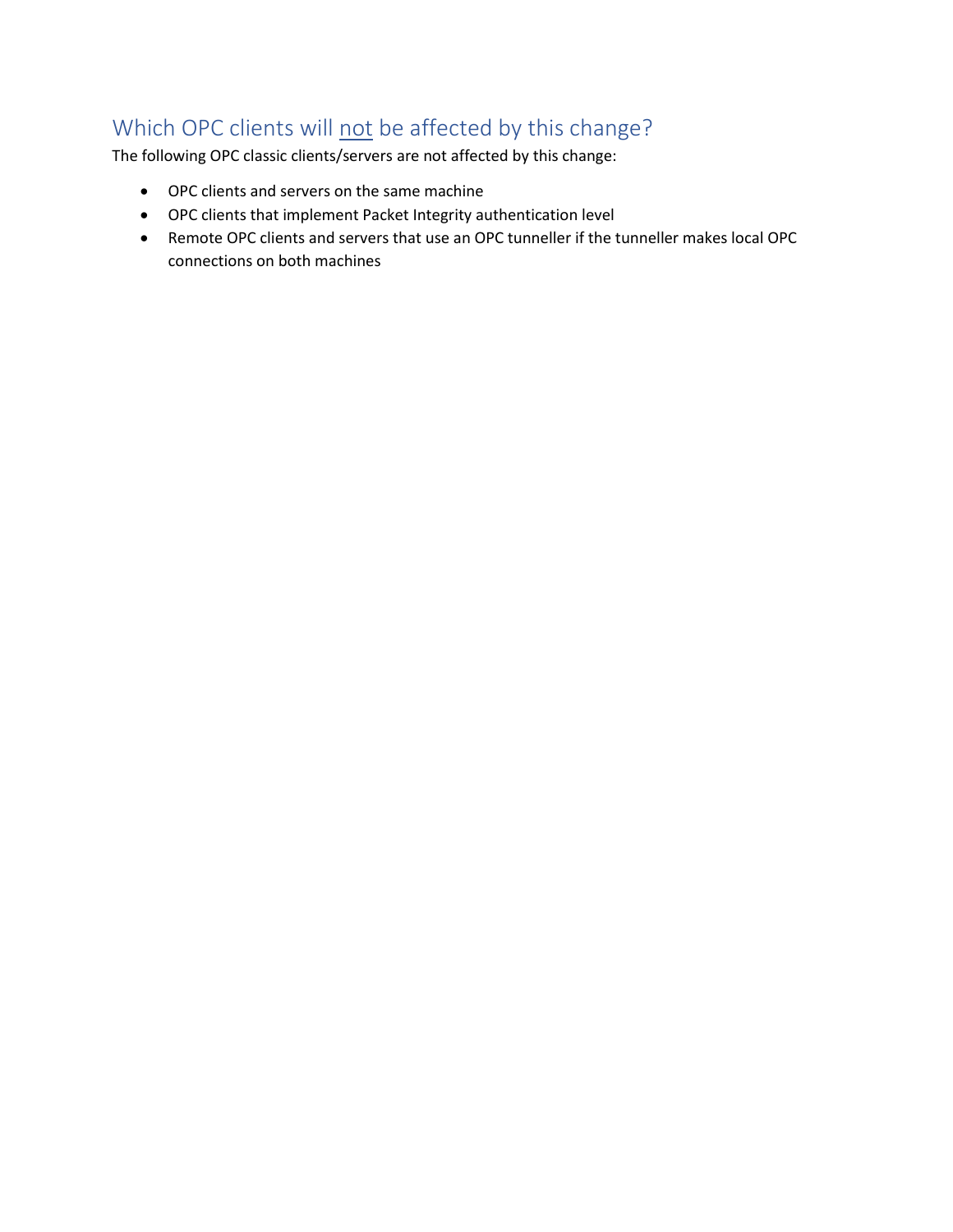## Which OPC clients will <u>not</u> be affected by this change?

The following OPC classic clients/servers are not affected by this change:

- OPC clients and servers on the same machine
- OPC clients that implement Packet Integrity authentication level
- Remote OPC clients and servers that use an OPC tunneller if the tunneller makes local OPC connections on both machines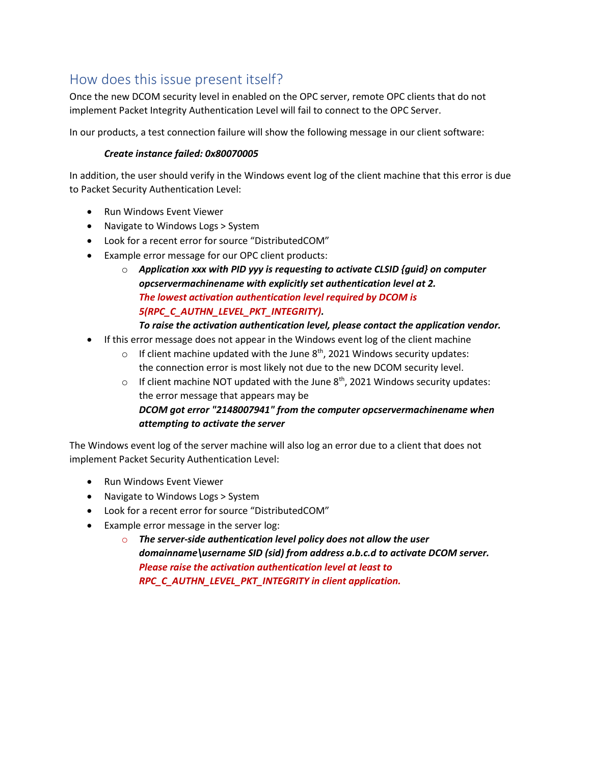## How does this issue present itself?

Once the new DCOM security level in enabled on the OPC server, remote OPC clients that do not implement Packet Integrity Authentication Level will fail to connect to the OPC Server.

In our products, a test connection failure will show the following message in our client software:

> ***Create instance failed: 0x80070005***

In addition, the user should verify in the Windows event log of the client machine that this error is due to Packet Security Authentication Level:

- Run Windows Event Viewer
- Navigate to Windows Logs > System
- Look for a recent error for source "DistributedCOM"
- Example error message for our OPC client products:
  - ***Application xxx with PID yyy is requesting to activate CLSID {guid} on computer opcservermachinename with explicitly set authentication level at 2. The lowest activation authentication level required by DCOM is 5(RPC_C_AUTHN_LEVEL_PKT_INTEGRITY). To raise the activation authentication level, please contact the application vendor.***
- If this error message does not appear in the Windows event log of the client machine
  - If client machine updated with the June 8th, 2021 Windows security updates: the connection error is most likely not due to the new DCOM security level.
  - If client machine NOT updated with the June 8th, 2021 Windows security updates: the error message that appears may be ***DCOM got error "2148007941" from the computer opcservermachinename when attempting to activate the server***

The Windows event log of the server machine will also log an error due to a client that does not implement Packet Security Authentication Level:

- Run Windows Event Viewer
- Navigate to Windows Logs > System
- Look for a recent error for source "DistributedCOM"
- Example error message in the server log:
  - ***The server-side authentication level policy does not allow the user domainname\username SID (sid) from address a.b.c.d to activate DCOM server. Please raise the activation authentication level at least to RPC_C_AUTHN_LEVEL_PKT_INTEGRITY in client application.***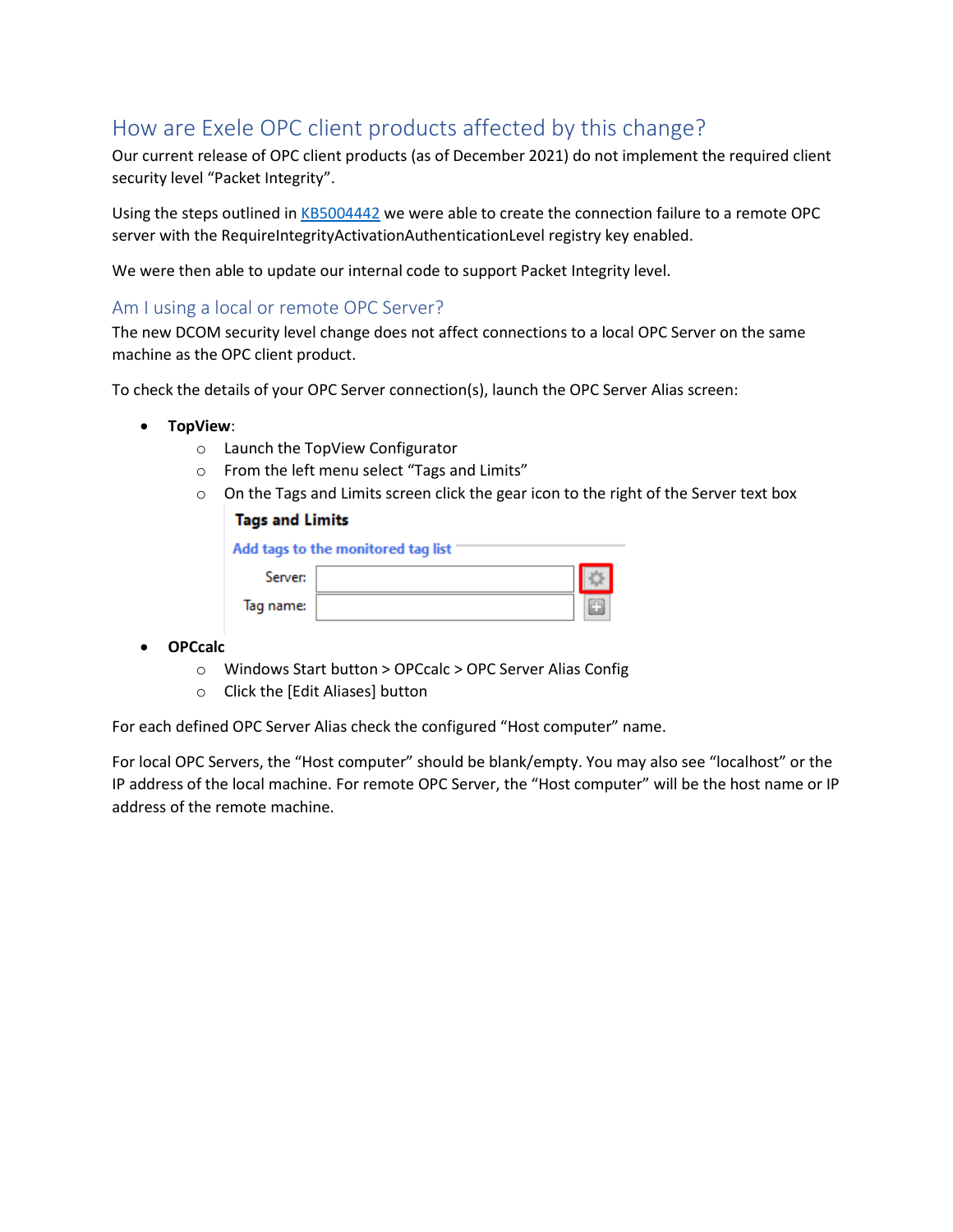## How are Exele OPC client products affected by this change?

Our current release of OPC client products (as of December 2021) do not implement the required client security level "Packet Integrity".

Using the steps outlined in [KB5004442](KB5004442) we were able to create the connection failure to a remote OPC server with the RequireIntegrityActivationAuthenticationLevel registry key enabled.

We were then able to update our internal code to support Packet Integrity level.

### Am I using a local or remote OPC Server?

The new DCOM security level change does not affect connections to a local OPC Server on the same machine as the OPC client product.

To check the details of your OPC Server connection(s), launch the OPC Server Alias screen:

- **TopView**:
  - Launch the TopView Configurator
  - From the left menu select "Tags and Limits"
  - On the Tags and Limits screen click the gear icon to the right of the Server text box

    **Tags and Limits**

    Add tags to the monitored tag list

    Server:

    Tag name:
- **OPCcalc**
  - Windows Start button > OPCcalc > OPC Server Alias Config
  - Click the [Edit Aliases] button

For each defined OPC Server Alias check the configured "Host computer" name.

For local OPC Servers, the "Host computer" should be blank/empty. You may also see "localhost" or the IP address of the local machine. For remote OPC Server, the "Host computer" will be the host name or IP address of the remote machine.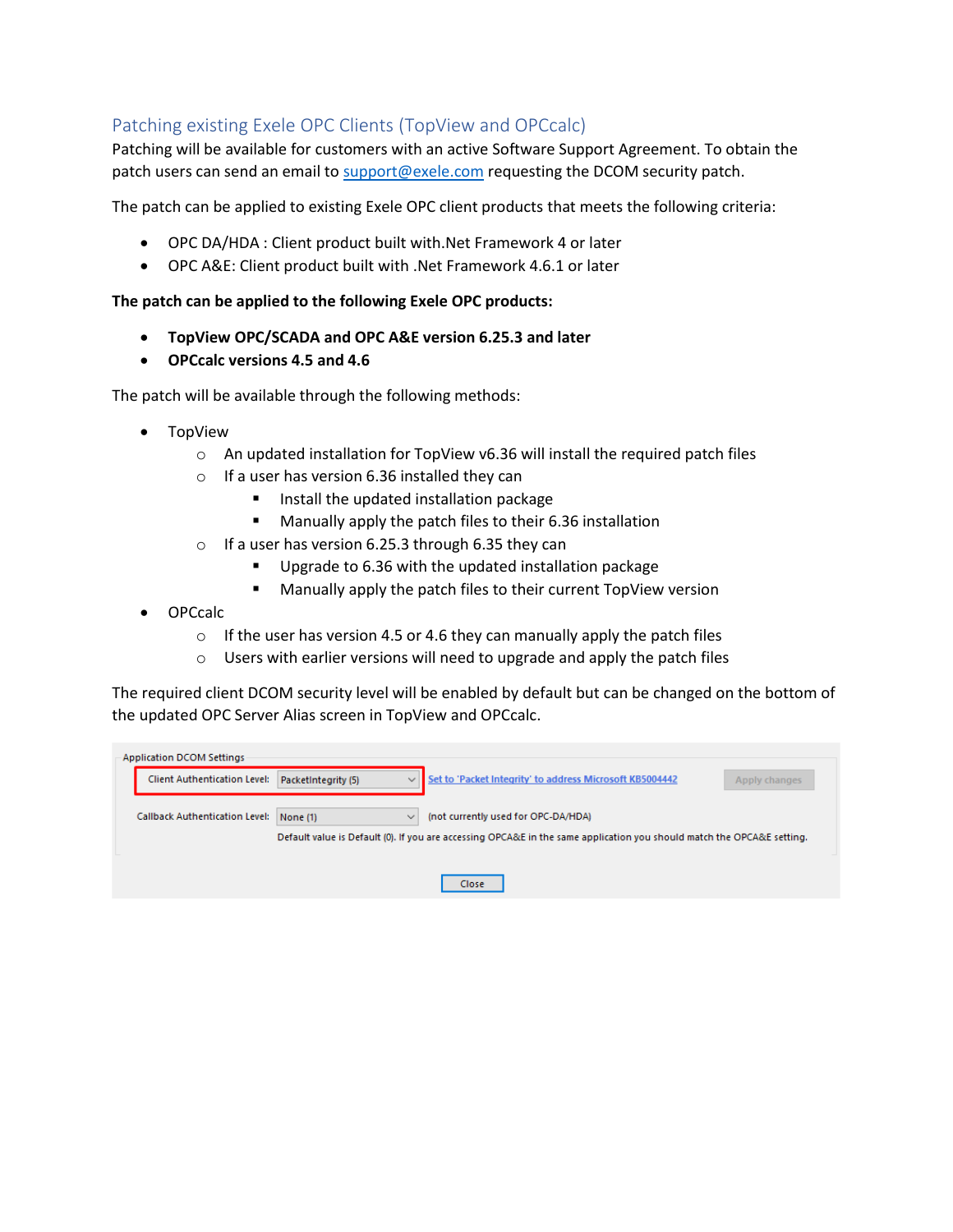## Patching existing Exele OPC Clients (TopView and OPCcalc)

Patching will be available for customers with an active Software Support Agreement. To obtain the patch users can send an email to support@exele.com requesting the DCOM security patch.

The patch can be applied to existing Exele OPC client products that meets the following criteria:

- OPC DA/HDA : Client product built with.Net Framework 4 or later
- OPC A&E: Client product built with .Net Framework 4.6.1 or later

**The patch can be applied to the following Exele OPC products:**

- **TopView OPC/SCADA and OPC A&E version 6.25.3 and later**
- **OPCcalc versions 4.5 and 4.6**

The patch will be available through the following methods:

- TopView
  - An updated installation for TopView v6.36 will install the required patch files
  - If a user has version 6.36 installed they can
    - Install the updated installation package
    - Manually apply the patch files to their 6.36 installation
  - If a user has version 6.25.3 through 6.35 they can
    - Upgrade to 6.36 with the updated installation package
    - Manually apply the patch files to their current TopView version
- OPCcalc
  - If the user has version 4.5 or 4.6 they can manually apply the patch files
  - Users with earlier versions will need to upgrade and apply the patch files

The required client DCOM security level will be enabled by default but can be changed on the bottom of the updated OPC Server Alias screen in TopView and OPCcalc.

Application DCOM Settings

Client Authentication Level: PacketIntegrity (5) — Set to 'Packet Integrity' to address Microsoft KB5004442 — Apply changes

Callback Authentication Level: None (1) — (not currently used for OPC-DA/HDA)

Default value is Default (0). If you are accessing OPCA&E in the same application you should match the OPCA&E setting.

Close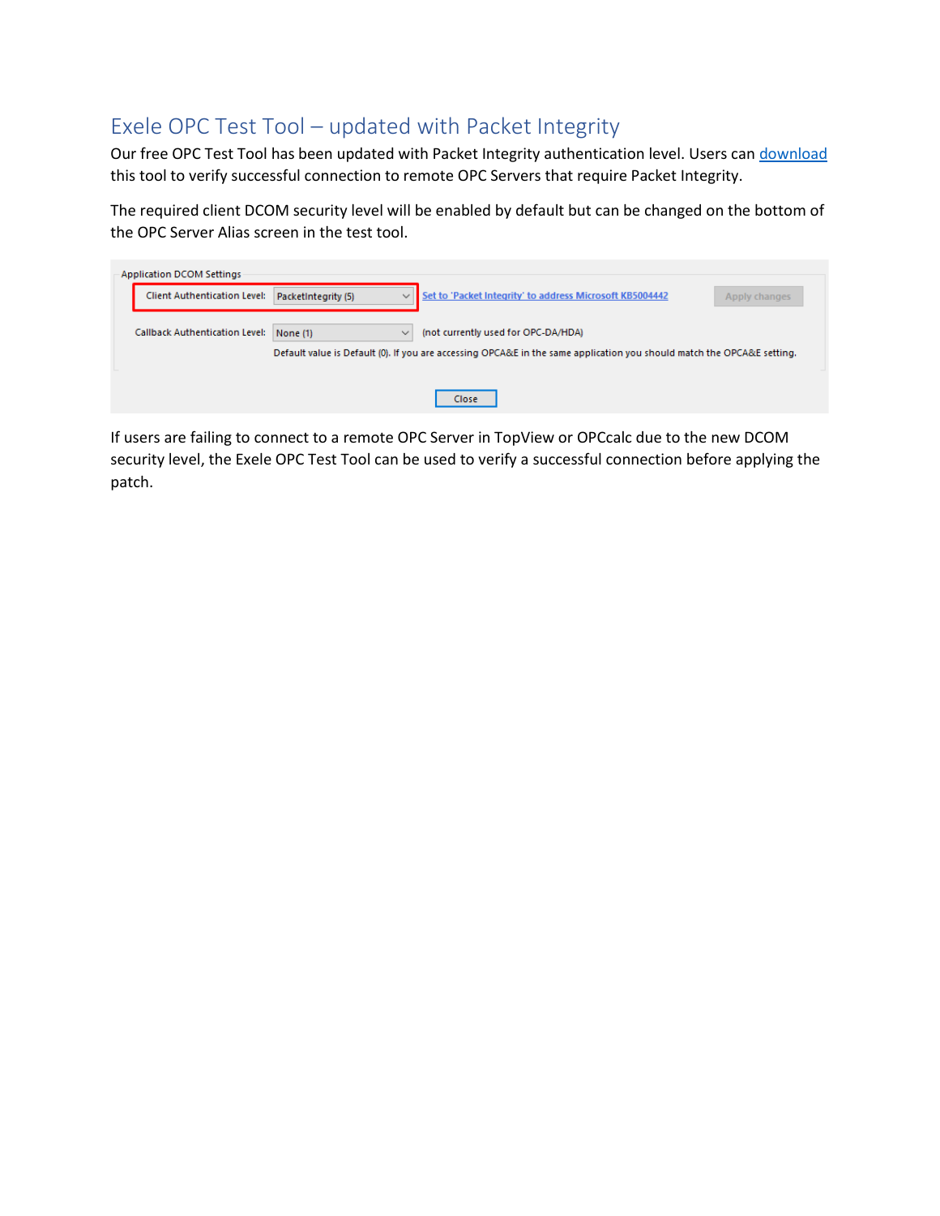## Exele OPC Test Tool – updated with Packet Integrity

Our free OPC Test Tool has been updated with Packet Integrity authentication level. Users can download this tool to verify successful connection to remote OPC Servers that require Packet Integrity.

The required client DCOM security level will be enabled by default but can be changed on the bottom of the OPC Server Alias screen in the test tool.

Application DCOM Settings

Client Authentication Level: PacketIntegrity (5)

Set to 'Packet Integrity' to address Microsoft KB5004442

Apply changes

Callback Authentication Level: None (1)

(not currently used for OPC-DA/HDA)

Default value is Default (0). If you are accessing OPCA&E in the same application you should match the OPCA&E setting.

Close

If users are failing to connect to a remote OPC Server in TopView or OPCcalc due to the new DCOM security level, the Exele OPC Test Tool can be used to verify a successful connection before applying the patch.